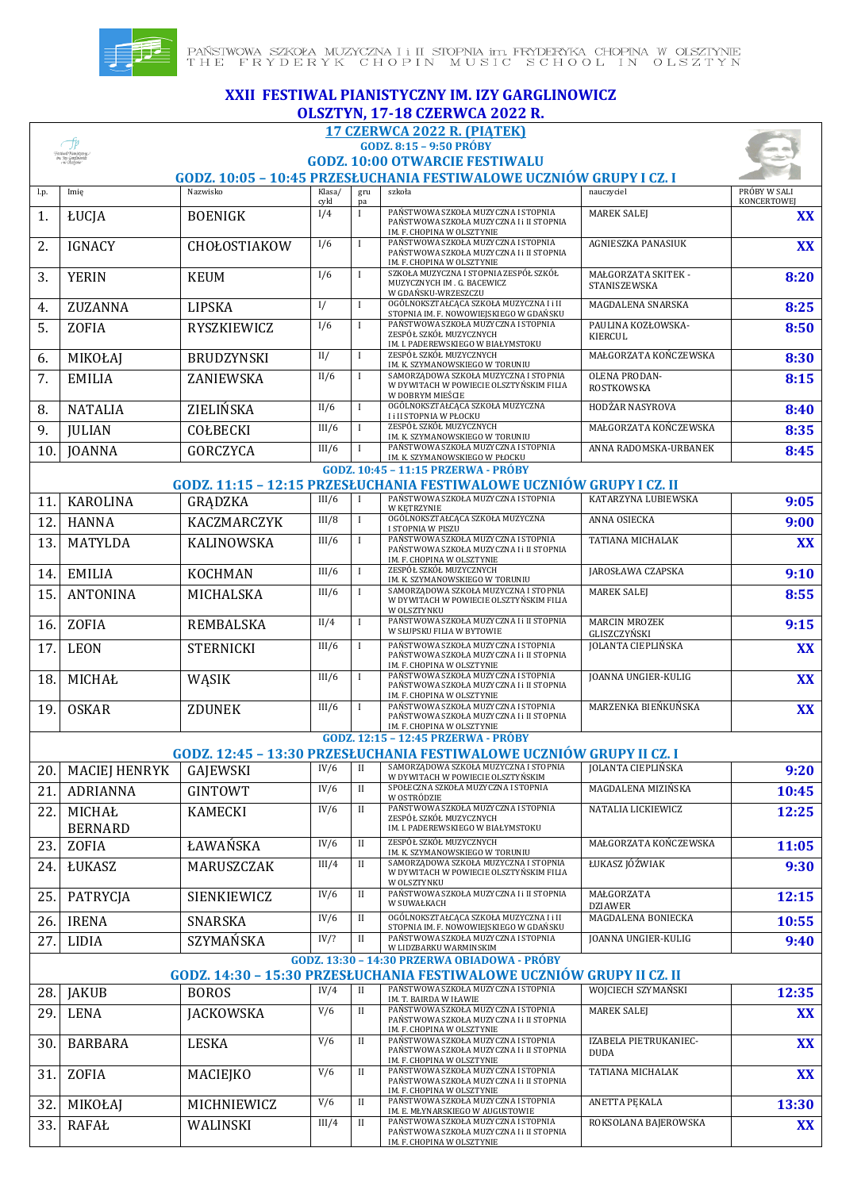PAŃSTWOWA SZKOŁA MUZYCZNA I i II STOPNIA im. FRYDERYKA CHOPINA W OLSZTYNIE
THE FRYDERYK CHOPIN MUSIC SCHOOL IN OLSZTYN

# XXII FESTIWAL PIANISTYCZNY IM. IZY GARGLINOWICZ
## OLSZTYN, 17-18 CZERWCA 2022 R.

### 17 CZERWCA 2022 R. (PIĄTEK)
**GODZ. 8:15 – 9:50 PRÓBY**
**GODZ. 10:00 OTWARCIE FESTIWALU**

### GODZ. 10:05 – 10:45 PRZESŁUCHANIA FESTIWALOWE UCZNIÓW GRUPY I CZ. I

| l.p. | Imię | Nazwisko | Klasa/ cykl | grupa | szkoła | nauczyciel | PRÓBY W SALI KONCERTOWEJ |
|---|---|---|---|---|---|---|---|
| 1. | ŁUCJA | BOENIGK | I/4 | I | PAŃSTWOWA SZKOŁA MUZYCZNA I STOPNIA PAŃSTWOWA SZKOŁA MUZYCZNA I i II STOPNIA IM. F. CHOPINA W OLSZTYNIE | MAREK SALEJ | XX |
| 2. | IGNACY | CHOŁOSTIAKOW | I/6 | I | PAŃSTWOWA SZKOŁA MUZYCZNA I STOPNIA PAŃSTWOWA SZKOŁA MUZYCZNA I i II STOPNIA IM. F. CHOPINA W OLSZTYNIE | AGNIESZKA PANASIUK | XX |
| 3. | YERIN | KEUM | I/6 | I | SZKOŁA MUZYCZNA I STOPNIA ZESPÓŁ SZKÓŁ MUZYCZNYCH IM. G. BACEWICZ W GDAŃSKU-WRZESZCZU | MAŁGORZATA SKITEK - STANISZEWSKA | 8:20 |
| 4. | ZUZANNA | LIPSKA | I/ | I | OGÓLNOKSZTAŁCĄCA SZKOŁA MUZYCZNA I i II STOPNIA IM. F. NOWOWIEJSKIEGO W GDAŃSKU | MAGDALENA SNARSKA | 8:25 |
| 5. | ZOFIA | RYSZKIEWICZ | I/6 | I | PAŃSTWOWA SZKOŁA MUZYCZNA I STOPNIA ZESPÓŁ SZKÓŁ MUZYCZNYCH IM. I. PADEREWSKIEGO W BIAŁYMSTOKU | PAULINA KOZŁOWSKA-KIERCUL | 8:50 |
| 6. | MIKOŁAJ | BRUDZYNSKI | II/ | I | ZESPÓŁ SZKÓŁ MUZYCZNYCH IM. K. SZYMANOWSKIEGO W TORUNIU | MAŁGORZATA KOŃCZEWSKA | 8:30 |
| 7. | EMILIA | ZANIEWSKA | II/6 | I | SAMORZĄDOWA SZKOŁA MUZYCZNA I STOPNIA W DYWITACH W POWIECIE OLSZTYŃSKIM FILIA W DOBRYM MIEŚCIE | OLENA PRODAN-ROSTKOWSKA | 8:15 |
| 8. | NATALIA | ZIELIŃSKA | II/6 | I | OGÓLNOKSZTAŁCĄCA SZKOŁA MUZYCZNA I i II STOPNIA W PŁOCKU | HODŻAR NASYROVA | 8:40 |
| 9. | JULIAN | COŁBECKI | III/6 | I | ZESPÓŁ SZKÓŁ MUZYCZNYCH IM. K. SZYMANOWSKIEGO W TORUNIU | MAŁGORZATA KOŃCZEWSKA | 8:35 |
| 10. | JOANNA | GORCZYCA | III/6 | I | PAŃSTWOWA SZKOŁA MUZYCZNA I STOPNIA IM. K. SZYMANOWSKIEGO W PŁOCKU | ANNA RADOMSKA-URBANEK | 8:45 |

**GODZ. 10:45 – 11:15 PRZERWA - PRÓBY**

### GODZ. 11:15 – 12:15 PRZESŁUCHANIA FESTIWALOWE UCZNIÓW GRUPY I CZ. II

| l.p. | Imię | Nazwisko | Klasa/ cykl | grupa | szkoła | nauczyciel | PRÓBY W SALI KONCERTOWEJ |
|---|---|---|---|---|---|---|---|
| 11. | KAROLINA | GRĄDZKA | III/6 | I | PAŃSTWOWA SZKOŁA MUZYCZNA I STOPNIA W KĘTRZYNIE | KATARZYNA LUBIEWSKA | 9:05 |
| 12. | HANNA | KACZMARCZYK | III/8 | I | OGÓLNOKSZTAŁCĄCA SZKOŁA MUZYCZNA I STOPNIA W PISZU | ANNA OSIECKA | 9:00 |
| 13. | MATYLDA | KALINOWSKA | III/6 | I | PAŃSTWOWA SZKOŁA MUZYCZNA I STOPNIA PAŃSTWOWA SZKOŁA MUZYCZNA I i II STOPNIA IM. F. CHOPINA W OLSZTYNIE | TATIANA MICHALAK | XX |
| 14. | EMILIA | KOCHMAN | III/6 | I | ZESPÓŁ SZKÓŁ MUZYCZNYCH IM. K. SZYMANOWSKIEGO W TORUNIU | JAROSŁAWA CZAPSKA | 9:10 |
| 15. | ANTONINA | MICHALSKA | III/6 | I | SAMORZĄDOWA SZKOŁA MUZYCZNA I STOPNIA W DYWITACH W POWIECIE OLSZTYŃSKIM FILIA W OLSZTYNKU | MAREK SALEJ | 8:55 |
| 16. | ZOFIA | REMBALSKA | II/4 | I | PAŃSTWOWA SZKOŁA MUZYCZNA I i II STOPNIA W SŁUPSKU FILIA W BYTOWIE | MARCIN MROZEK GLISZCZYŃSKI | 9:15 |
| 17. | LEON | STERNICKI | III/6 | I | PAŃSTWOWA SZKOŁA MUZYCZNA I STOPNIA PAŃSTWOWA SZKOŁA MUZYCZNA I i II STOPNIA IM. F. CHOPINA W OLSZTYNIE | JOLANTA CIEPLIŃSKA | XX |
| 18. | MICHAŁ | WĄSIK | III/6 | I | PAŃSTWOWA SZKOŁA MUZYCZNA I STOPNIA PAŃSTWOWA SZKOŁA MUZYCZNA I i II STOPNIA IM. F. CHOPINA W OLSZTYNIE | JOANNA UNGIER-KULIG | XX |
| 19. | OSKAR | ZDUNEK | III/6 | I | PAŃSTWOWA SZKOŁA MUZYCZNA I STOPNIA PAŃSTWOWA SZKOŁA MUZYCZNA I i II STOPNIA IM. F. CHOPINA W OLSZTYNIE | MARZENKA BIEŃKUŃSKA | XX |

**GODZ. 12:15 – 12:45 PRZERWA - PRÓBY**

### GODZ. 12:45 – 13:30 PRZESŁUCHANIA FESTIWALOWE UCZNIÓW GRUPY II CZ. I

| l.p. | Imię | Nazwisko | Klasa/ cykl | grupa | szkoła | nauczyciel | PRÓBY W SALI KONCERTOWEJ |
|---|---|---|---|---|---|---|---|
| 20. | MACIEJ HENRYK | GAJEWSKI | IV/6 | II | SAMORZĄDOWA SZKOŁA MUZYCZNA I STOPNIA W DYWITACH W POWIECIE OLSZTYŃSKIM | JOLANTA CIEPLIŃSKA | 9:20 |
| 21. | ADRIANNA | GINTOWT | IV/6 | II | SPOŁECZNA SZKOŁA MUZYCZNA I STOPNIA W OSTRÓDZIE | MAGDALENA MIZIŃSKA | 10:45 |
| 22. | MICHAŁ BERNARD | KAMECKI | IV/6 | II | PAŃSTWOWA SZKOŁA MUZYCZNA I STOPNIA ZESPÓŁ SZKÓŁ MUZYCZNYCH IM. I. PADEREWSKIEGO W BIAŁYMSTOKU | NATALIA LICKIEWICZ | 12:25 |
| 23. | ZOFIA | ŁAWAŃSKA | IV/6 | II | ZESPÓŁ SZKÓŁ MUZYCZNYCH IM. K. SZYMANOWSKIEGO W TORUNIU | MAŁGORZATA KOŃCZEWSKA | 11:05 |
| 24. | ŁUKASZ | MARUSZCZAK | III/4 | II | SAMORZĄDOWA SZKOŁA MUZYCZNA I STOPNIA W DYWITACH W POWIECIE OLSZTYŃSKIM FILIA W OLSZTYNKU | ŁUKASZ JÓŹWIAK | 9:30 |
| 25. | PATRYCJA | SIENKIEWICZ | IV/6 | II | PAŃSTWOWA SZKOŁA MUZYCZNA I STOPNIA W SUWAŁKACH | MAŁGORZATA DZIAWER | 12:15 |
| 26. | IRENA | SNARSKA | IV/6 | II | OGÓLNOKSZTAŁCĄCA SZKOŁA MUZYCZNA I i II STOPNIA IM. F. NOWOWIEJSKIEGO W GDAŃSKU | MAGDALENA BONIECKA | 10:55 |
| 27. | LIDIA | SZYMAŃSKA | IV/? | II | PAŃSTWOWA SZKOŁA MUZYCZNA I STOPNIA W LIDZBARKU WARMIŃSKIM | JOANNA UNGIER-KULIG | 9:40 |

**GODZ. 13:30 – 14:30 PRZERWA OBIADOWA - PRÓBY**

### GODZ. 14:30 – 15:30 PRZESŁUCHANIA FESTIWALOWE UCZNIÓW GRUPY II CZ. II

| l.p. | Imię | Nazwisko | Klasa/ cykl | grupa | szkoła | nauczyciel | PRÓBY W SALI KONCERTOWEJ |
|---|---|---|---|---|---|---|---|
| 28. | JAKUB | BOROS | IV/4 | II | PAŃSTWOWA SZKOŁA MUZYCZNA I STOPNIA IM. T. BAIRDA W IŁAWIE | WOJCIECH SZYMAŃSKI | 12:35 |
| 29. | LENA | JACKOWSKA | V/6 | II | PAŃSTWOWA SZKOŁA MUZYCZNA I STOPNIA PAŃSTWOWA SZKOŁA MUZYCZNA I i II STOPNIA IM. F. CHOPINA W OLSZTYNIE | MAREK SALEJ | XX |
| 30. | BARBARA | LESKA | V/6 | II | PAŃSTWOWA SZKOŁA MUZYCZNA I STOPNIA PAŃSTWOWA SZKOŁA MUZYCZNA I i II STOPNIA IM. F. CHOPINA W OLSZTYNIE | IZABELA PIETRUKANIEC-DUDA | XX |
| 31. | ZOFIA | MACIEJKO | V/6 | II | PAŃSTWOWA SZKOŁA MUZYCZNA I STOPNIA PAŃSTWOWA SZKOŁA MUZYCZNA I i II STOPNIA IM. F. CHOPINA W OLSZTYNIE | TATIANA MICHALAK | XX |
| 32. | MIKOŁAJ | MICHNIEWICZ | V/6 | II | PAŃSTWOWA SZKOŁA MUZYCZNA I STOPNIA IM. E. MŁYNARSKIEGO W AUGUSTOWIE | ANETTA PĘKALA | 13:30 |
| 33. | RAFAŁ | WALINSKI | III/4 | II | PAŃSTWOWA SZKOŁA MUZYCZNA I STOPNIA PAŃSTWOWA SZKOŁA MUZYCZNA I i II STOPNIA IM. F. CHOPINA W OLSZTYNIE | ROKSOLANA BAJEROWSKA | XX |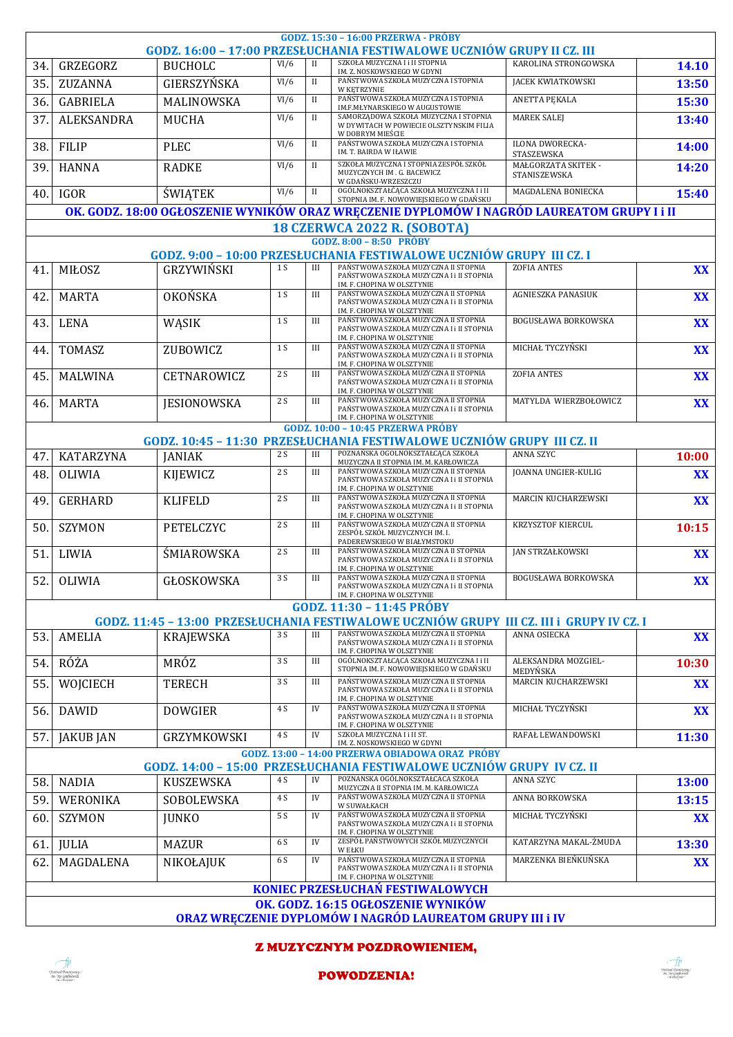| | | | | | | | |
|---|---|---|---|---|---|---|---|
| **GODZ. 15:30 – 16:00 PRZERWA - PRÓBY** | | | | | | | |
| **GODZ. 16:00 – 17:00 PRZESŁUCHANIA FESTIWALOWE UCZNIÓW GRUPY II CZ. III** | | | | | | | |
| 34. | GRZEGORZ | BUCHOLC | VI/6 | II | SZKOŁA MUZYCZNA I i II STOPNIA IM. Z. NOSKOWSKIEGO W GDYNI | KAROLINA STRONGOWSKA | **14.10** |
| 35. | ZUZANNA | GIERSZYŃSKA | VI/6 | II | PAŃSTWOWA SZKOŁA MUZYCZNA I STOPNIA W KĘTRZYNIE | JACEK KWIATKOWSKI | **13:50** |
| 36. | GABRIELA | MALINOWSKA | VI/6 | II | PAŃSTWOWA SZKOŁA MUZYCZNA I STOPNIA IM.F.MŁYNARSKIEGO W AUGUSTOWIE | ANETTA PĘKALA | **15:30** |
| 37. | ALEKSANDRA | MUCHA | VI/6 | II | SAMORZĄDOWA SZKOŁA MUZYCZNA I STOPNIA W DYWITACH W POWIECIE OLSZTYNSKIM FILIA W DOBRYM MIEŚCIE | MAREK SALEJ | **13:40** |
| 38. | FILIP | PLEC | VI/6 | II | PAŃSTWOWA SZKOŁA MUZYCZNA I STOPNIA IM. T. BAIRDA W IŁAWIE | ILONA DWORECKA-STASZEWSKA | **14:00** |
| 39. | HANNA | RADKE | VI/6 | II | SZKOŁA MUZYCZNA I STOPNIA ZESPÓŁ SZKÓŁ MUZYCZNYCH IM . G. BACEWICZ W GDAŃSKU-WRZESZCZU | MAŁGORZATA SKITEK - STANISZEWSKA | **14:20** |
| 40. | IGOR | ŚWIĄTEK | VI/6 | II | OGÓLNOKSZTAŁCĄCA SZKOŁA MUZYCZNA I i II STOPNIA IM. F. NOWOWIEJSKIEGO W GDAŃSKU | MAGDALENA BONIECKA | **15:40** |
| **OK. GODZ. 18:00 OGŁOSZENIE WYNIKÓW ORAZ WRĘCZENIE DYPLOMÓW I NAGRÓD LAUREATOM GRUPY I i II** | | | | | | | |
| **18 CZERWCA 2022 R. (SOBOTA)** | | | | | | | |
| **GODZ. 8:00 – 8:50 PRÓBY** | | | | | | | |
| **GODZ. 9:00 – 10:00 PRZESŁUCHANIA FESTIWALOWE UCZNIÓW GRUPY III CZ. I** | | | | | | | |
| 41. | MIŁOSZ | GRZYWIŃSKI | 1 S | III | PAŃSTWOWA SZKOŁA MUZYCZNA II STOPNIA PAŃSTWOWA SZKOŁA MUZYCZNA I i II STOPNIA IM. F. CHOPINA W OLSZTYNIE | ZOFIA ANTES | **XX** |
| 42. | MARTA | OKOŃSKA | 1 S | III | PAŃSTWOWA SZKOŁA MUZYCZNA II STOPNIA PAŃSTWOWA SZKOŁA MUZYCZNA I i II STOPNIA IM. F. CHOPINA W OLSZTYNIE | AGNIESZKA PANASIUK | **XX** |
| 43. | LENA | WĄSIK | 1 S | III | PAŃSTWOWA SZKOŁA MUZYCZNA II STOPNIA PAŃSTWOWA SZKOŁA MUZYCZNA I i II STOPNIA IM. F. CHOPINA W OLSZTYNIE | BOGUSŁAWA BORKOWSKA | **XX** |
| 44. | TOMASZ | ZUBOWICZ | 1 S | III | PAŃSTWOWA SZKOŁA MUZYCZNA II STOPNIA PAŃSTWOWA SZKOŁA MUZYCZNA I i II STOPNIA IM. F. CHOPINA W OLSZTYNIE | MICHAŁ TYCZYŃSKI | **XX** |
| 45. | MALWINA | CETNAROWICZ | 2 S | III | PAŃSTWOWA SZKOŁA MUZYCZNA II STOPNIA PAŃSTWOWA SZKOŁA MUZYCZNA I i II STOPNIA IM. F. CHOPINA W OLSZTYNIE | ZOFIA ANTES | **XX** |
| 46. | MARTA | JESIONOWSKA | 2 S | III | PAŃSTWOWA SZKOŁA MUZYCZNA II STOPNIA PAŃSTWOWA SZKOŁA MUZYCZNA I i II STOPNIA IM. F. CHOPINA W OLSZTYNIE | MATYLDA WIERZBOŁOWICZ | **XX** |
| **GODZ. 10:00 – 10:45 PRZERWA PRÓBY** | | | | | | | |
| **GODZ. 10:45 – 11:30 PRZESŁUCHANIA FESTIWALOWE UCZNIÓW GRUPY III CZ. II** | | | | | | | |
| 47. | KATARZYNA | JANIAK | 2 S | III | POZNAŃSKA OGÓLNOKSZTAŁCĄCA SZKOŁA MUZYCZNA II STOPNIA IM. M. KARŁOWICZA | ANNA SZYC | **10:00** |
| 48. | OLIWIA | KIJEWICZ | 2 S | III | PAŃSTWOWA SZKOŁA MUZYCZNA II STOPNIA PAŃSTWOWA SZKOŁA MUZYCZNA I i II STOPNIA IM. F. CHOPINA W OLSZTYNIE | JOANNA UNGIER-KULIG | **XX** |
| 49. | GERHARD | KLIFELD | 2 S | III | PAŃSTWOWA SZKOŁA MUZYCZNA II STOPNIA PAŃSTWOWA SZKOŁA MUZYCZNA I i II STOPNIA IM. F. CHOPINA W OLSZTYNIE | MARCIN KUCHARZEWSKI | **XX** |
| 50. | SZYMON | PETELCZYC | 2 S | III | PAŃSTWOWA SZKOŁA MUZYCZNA II STOPNIA ZESPÓŁ SZKÓŁ MUZYCZNYCH IM. I. PADEREWSKIEGO W BIAŁYMSTOKU | KRZYSZTOF KIERCUL | **10:15** |
| 51. | LIWIA | ŚMIAROWSKA | 2 S | III | PAŃSTWOWA SZKOŁA MUZYCZNA II STOPNIA PAŃSTWOWA SZKOŁA MUZYCZNA I i II STOPNIA IM. F. CHOPINA W OLSZTYNIE | JAN STRZAŁKOWSKI | **XX** |
| 52. | OLIWIA | GŁOSKOWSKA | 3 S | III | PAŃSTWOWA SZKOŁA MUZYCZNA II STOPNIA PAŃSTWOWA SZKOŁA MUZYCZNA I i II STOPNIA IM. F. CHOPINA W OLSZTYNIE | BOGUSŁAWA BORKOWSKA | **XX** |
| **GODZ. 11:30 – 11:45 PRÓBY** | | | | | | | |
| **GODZ. 11:45 – 13:00 PRZESŁUCHANIA FESTIWALOWE UCZNIÓW GRUPY III CZ. III i GRUPY IV CZ. I** | | | | | | | |
| 53. | AMELIA | KRAJEWSKA | 3 S | III | PAŃSTWOWA SZKOŁA MUZYCZNA II STOPNIA PAŃSTWOWA SZKOŁA MUZYCZNA I i II STOPNIA IM. F. CHOPINA W OLSZTYNIE | ANNA OSIECKA | **XX** |
| 54. | RÓŻA | MRÓZ | 3 S | III | OGÓLNOKSZTAŁCĄCA SZKOŁA MUZYCZNA I i II STOPNIA IM. F. NOWOWIEJSKIEGO W GDAŃSKU | ALEKSANDRA MOZGIEL-MEDYŃSKA | **10:30** |
| 55. | WOJCIECH | TERECH | 3 S | III | PAŃSTWOWA SZKOŁA MUZYCZNA II STOPNIA PAŃSTWOWA SZKOŁA MUZYCZNA I i II STOPNIA IM. F. CHOPINA W OLSZTYNIE | MARCIN KUCHARZEWSKI | **XX** |
| 56. | DAWID | DOWGIER | 4 S | IV | PAŃSTWOWA SZKOŁA MUZYCZNA II STOPNIA PAŃSTWOWA SZKOŁA MUZYCZNA I i II STOPNIA IM. F. CHOPINA W OLSZTYNIE | MICHAŁ TYCZYŃSKI | **XX** |
| 57. | JAKUB JAN | GRZYMKOWSKI | 4 S | IV | SZKOŁA MUZYCZNA I i II ST. IM. Z. NOSKOWSKIEGO W GDYNI | RAFAŁ LEWANDOWSKI | **11:30** |
| **GODZ. 13:00 – 14:00 PRZERWA OBIADOWA ORAZ PRÓBY** | | | | | | | |
| **GODZ. 14:00 – 15:00 PRZESŁUCHANIA FESTIWALOWE UCZNIÓW GRUPY IV CZ. II** | | | | | | | |
| 58. | NADIA | KUSZEWSKA | 4 S | IV | POZNAŃSKA OGÓLNOKSZTAŁCĄCA SZKOŁA MUZYCZNA II STOPNIA IM. M. KARŁOWICZA | ANNA SZYC | **13:00** |
| 59. | WERONIKA | SOBOLEWSKA | 4 S | IV | PAŃSTWOWA SZKOŁA MUZYCZNA II STOPNIA W SUWAŁKACH | ANNA BORKOWSKA | **13:15** |
| 60. | SZYMON | JUNKO | 5 S | IV | PAŃSTWOWA SZKOŁA MUZYCZNA II STOPNIA PAŃSTWOWA SZKOŁA MUZYCZNA I i II STOPNIA IM. F. CHOPINA W OLSZTYNIE | MICHAŁ TYCZYŃSKI | **XX** |
| 61. | JULIA | MAZUR | 6 S | IV | ZESPÓŁ PAŃSTWOWYCH SZKÓŁ MUZYCZNYCH W EŁKU | KATARZYNA MAKAL-ŻMUDA | **13:30** |
| 62. | MAGDALENA | NIKOŁAJUK | 6 S | IV | PAŃSTWOWA SZKOŁA MUZYCZNA II STOPNIA PAŃSTWOWA SZKOŁA MUZYCZNA I i II STOPNIA IM. F. CHOPINA W OLSZTYNIE | MARZENKA BIEŃKUŃSKA | **XX** |
| **KONIEC PRZESŁUCHAŃ FESTIWALOWYCH** | | | | | | | |
| **OK. GODZ. 16:15 OGŁOSZENIE WYNIKÓW ORAZ WRĘCZENIE DYPLOMÓW I NAGRÓD LAUREATOM GRUPY III i IV** | | | | | | | |

**Z MUZYCZNYM POZDROWIENIEM,**

**POWODZENIA!**